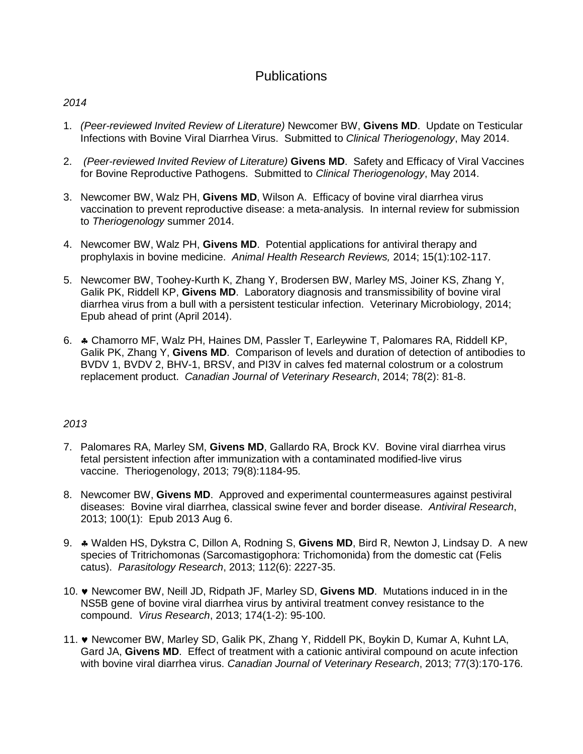# Publications

*2014*

1. *(Peer-reviewed Invited Review of Literature)* Newcomer BW, **Givens MD**. Update on Testicular Infections with Bovine Viral Diarrhea Virus. Submitted to *Clinical Theriogenology*, May 2014.

2. *(Peer-reviewed Invited Review of Literature)* **Givens MD**. Safety and Efficacy of Viral Vaccines for Bovine Reproductive Pathogens. Submitted to *Clinical Theriogenology*, May 2014.

3. Newcomer BW, Walz PH, **Givens MD**, Wilson A. Efficacy of bovine viral diarrhea virus vaccination to prevent reproductive disease: a meta-analysis. In internal review for submission to *Theriogenology* summer 2014.

4. Newcomer BW, Walz PH, **Givens MD**. Potential applications for antiviral therapy and prophylaxis in bovine medicine. *Animal Health Research Reviews,* 2014; 15(1):102-117.

5. Newcomer BW, Toohey-Kurth K, Zhang Y, Brodersen BW, Marley MS, Joiner KS, Zhang Y, Galik PK, Riddell KP, **Givens MD**. Laboratory diagnosis and transmissibility of bovine viral diarrhea virus from a bull with a persistent testicular infection. Veterinary Microbiology, 2014; Epub ahead of print (April 2014).

6. ♣ Chamorro MF, Walz PH, Haines DM, Passler T, Earleywine T, Palomares RA, Riddell KP, Galik PK, Zhang Y, **Givens MD**. Comparison of levels and duration of detection of antibodies to BVDV 1, BVDV 2, BHV-1, BRSV, and PI3V in calves fed maternal colostrum or a colostrum replacement product. *Canadian Journal of Veterinary Research*, 2014; 78(2): 81-8.

*2013*

7. Palomares RA, Marley SM, **Givens MD**, Gallardo RA, Brock KV. Bovine viral diarrhea virus fetal persistent infection after immunization with a contaminated modified-live virus vaccine. Theriogenology, 2013; 79(8):1184-95.

8. Newcomer BW, **Givens MD**. Approved and experimental countermeasures against pestiviral diseases: Bovine viral diarrhea, classical swine fever and border disease. *Antiviral Research*, 2013; 100(1): Epub 2013 Aug 6.

9. ♣ Walden HS, Dykstra C, Dillon A, Rodning S, **Givens MD**, Bird R, Newton J, Lindsay D. A new species of Tritrichomonas (Sarcomastigophora: Trichomonida) from the domestic cat (Felis catus). *Parasitology Research*, 2013; 112(6): 2227-35.

10. ♥ Newcomer BW, Neill JD, Ridpath JF, Marley SD, **Givens MD**. Mutations induced in in the NS5B gene of bovine viral diarrhea virus by antiviral treatment convey resistance to the compound. *Virus Research*, 2013; 174(1-2): 95-100.

11. ♥ Newcomer BW, Marley SD, Galik PK, Zhang Y, Riddell PK, Boykin D, Kumar A, Kuhnt LA, Gard JA, **Givens MD**. Effect of treatment with a cationic antiviral compound on acute infection with bovine viral diarrhea virus. *Canadian Journal of Veterinary Research*, 2013; 77(3):170-176.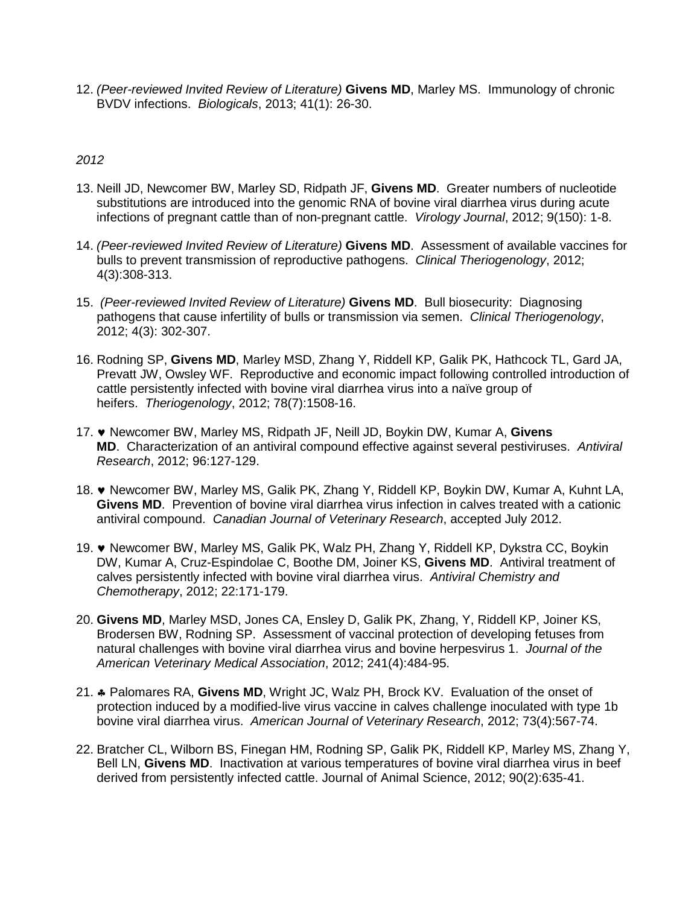12. *(Peer-reviewed Invited Review of Literature)* **Givens MD**, Marley MS. Immunology of chronic BVDV infections. *Biologicals*, 2013; 41(1): 26-30.

*2012*

13. Neill JD, Newcomer BW, Marley SD, Ridpath JF, **Givens MD**. Greater numbers of nucleotide substitutions are introduced into the genomic RNA of bovine viral diarrhea virus during acute infections of pregnant cattle than of non-pregnant cattle. *Virology Journal*, 2012; 9(150): 1-8.

14. *(Peer-reviewed Invited Review of Literature)* **Givens MD**. Assessment of available vaccines for bulls to prevent transmission of reproductive pathogens. *Clinical Theriogenology*, 2012; 4(3):308-313.

15. *(Peer-reviewed Invited Review of Literature)* **Givens MD**. Bull biosecurity: Diagnosing pathogens that cause infertility of bulls or transmission via semen. *Clinical Theriogenology*, 2012; 4(3): 302-307.

16. Rodning SP, **Givens MD**, Marley MSD, Zhang Y, Riddell KP, Galik PK, Hathcock TL, Gard JA, Prevatt JW, Owsley WF. Reproductive and economic impact following controlled introduction of cattle persistently infected with bovine viral diarrhea virus into a naïve group of heifers. *Theriogenology*, 2012; 78(7):1508-16.

17. ♥ Newcomer BW, Marley MS, Ridpath JF, Neill JD, Boykin DW, Kumar A, **Givens MD**. Characterization of an antiviral compound effective against several pestiviruses. *Antiviral Research*, 2012; 96:127-129.

18. ♥ Newcomer BW, Marley MS, Galik PK, Zhang Y, Riddell KP, Boykin DW, Kumar A, Kuhnt LA, **Givens MD**. Prevention of bovine viral diarrhea virus infection in calves treated with a cationic antiviral compound. *Canadian Journal of Veterinary Research*, accepted July 2012.

19. ♥ Newcomer BW, Marley MS, Galik PK, Walz PH, Zhang Y, Riddell KP, Dykstra CC, Boykin DW, Kumar A, Cruz-Espindolae C, Boothe DM, Joiner KS, **Givens MD**. Antiviral treatment of calves persistently infected with bovine viral diarrhea virus. *Antiviral Chemistry and Chemotherapy*, 2012; 22:171-179.

20. **Givens MD**, Marley MSD, Jones CA, Ensley D, Galik PK, Zhang, Y, Riddell KP, Joiner KS, Brodersen BW, Rodning SP. Assessment of vaccinal protection of developing fetuses from natural challenges with bovine viral diarrhea virus and bovine herpesvirus 1. *Journal of the American Veterinary Medical Association*, 2012; 241(4):484-95.

21. ♣ Palomares RA, **Givens MD**, Wright JC, Walz PH, Brock KV. Evaluation of the onset of protection induced by a modified-live virus vaccine in calves challenge inoculated with type 1b bovine viral diarrhea virus. *American Journal of Veterinary Research*, 2012; 73(4):567-74.

22. Bratcher CL, Wilborn BS, Finegan HM, Rodning SP, Galik PK, Riddell KP, Marley MS, Zhang Y, Bell LN, **Givens MD**. Inactivation at various temperatures of bovine viral diarrhea virus in beef derived from persistently infected cattle. Journal of Animal Science, 2012; 90(2):635-41.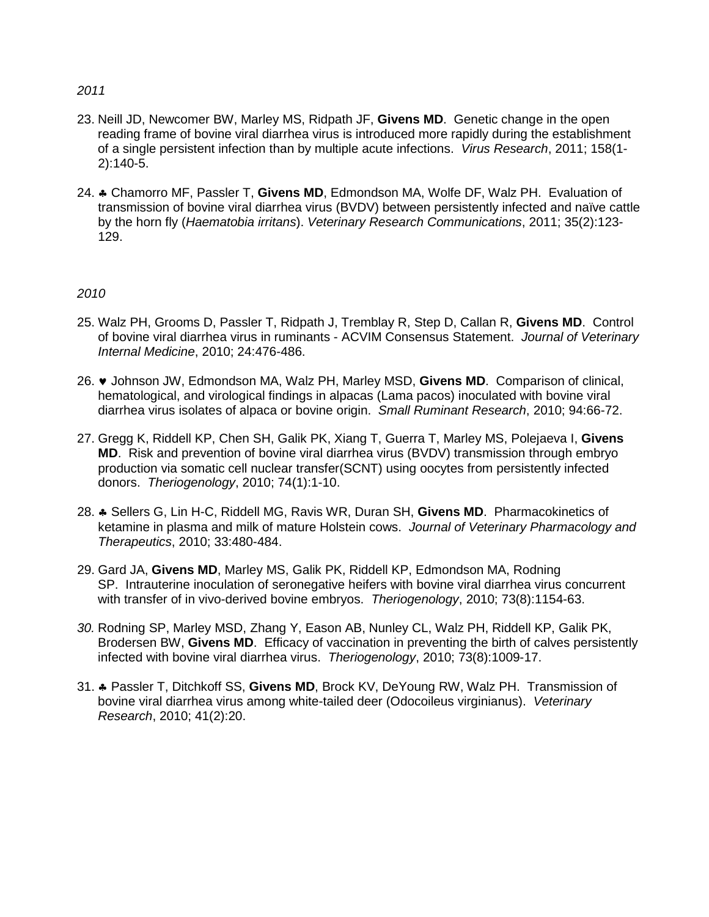*2011*

23. Neill JD, Newcomer BW, Marley MS, Ridpath JF, **Givens MD**. Genetic change in the open reading frame of bovine viral diarrhea virus is introduced more rapidly during the establishment of a single persistent infection than by multiple acute infections. *Virus Research*, 2011; 158(1-2):140-5.

24. ♣ Chamorro MF, Passler T, **Givens MD**, Edmondson MA, Wolfe DF, Walz PH. Evaluation of transmission of bovine viral diarrhea virus (BVDV) between persistently infected and naïve cattle by the horn fly (*Haematobia irritans*). *Veterinary Research Communications*, 2011; 35(2):123-129.

*2010*

25. Walz PH, Grooms D, Passler T, Ridpath J, Tremblay R, Step D, Callan R, **Givens MD**. Control of bovine viral diarrhea virus in ruminants - ACVIM Consensus Statement. *Journal of Veterinary Internal Medicine*, 2010; 24:476-486.

26. ♥ Johnson JW, Edmondson MA, Walz PH, Marley MSD, **Givens MD**. Comparison of clinical, hematological, and virological findings in alpacas (Lama pacos) inoculated with bovine viral diarrhea virus isolates of alpaca or bovine origin. *Small Ruminant Research*, 2010; 94:66-72.

27. Gregg K, Riddell KP, Chen SH, Galik PK, Xiang T, Guerra T, Marley MS, Polejaeva I, **Givens MD**. Risk and prevention of bovine viral diarrhea virus (BVDV) transmission through embryo production via somatic cell nuclear transfer(SCNT) using oocytes from persistently infected donors. *Theriogenology*, 2010; 74(1):1-10.

28. ♣ Sellers G, Lin H-C, Riddell MG, Ravis WR, Duran SH, **Givens MD**. Pharmacokinetics of ketamine in plasma and milk of mature Holstein cows. *Journal of Veterinary Pharmacology and Therapeutics*, 2010; 33:480-484.

29. Gard JA, **Givens MD**, Marley MS, Galik PK, Riddell KP, Edmondson MA, Rodning SP. Intrauterine inoculation of seronegative heifers with bovine viral diarrhea virus concurrent with transfer of in vivo-derived bovine embryos. *Theriogenology*, 2010; 73(8):1154-63.

30. Rodning SP, Marley MSD, Zhang Y, Eason AB, Nunley CL, Walz PH, Riddell KP, Galik PK, Brodersen BW, **Givens MD**. Efficacy of vaccination in preventing the birth of calves persistently infected with bovine viral diarrhea virus. *Theriogenology*, 2010; 73(8):1009-17.

31. ♣ Passler T, Ditchkoff SS, **Givens MD**, Brock KV, DeYoung RW, Walz PH. Transmission of bovine viral diarrhea virus among white-tailed deer (Odocoileus virginianus). *Veterinary Research*, 2010; 41(2):20.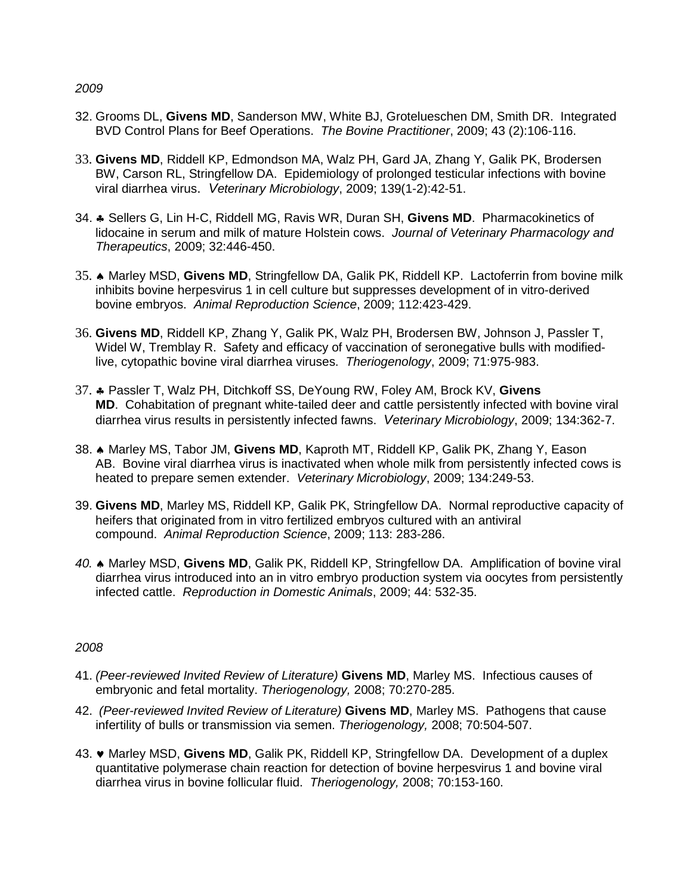*2009*

32. Grooms DL, **Givens MD**, Sanderson MW, White BJ, Grotelueschen DM, Smith DR. Integrated BVD Control Plans for Beef Operations. *The Bovine Practitioner*, 2009; 43 (2):106-116.

33. **Givens MD**, Riddell KP, Edmondson MA, Walz PH, Gard JA, Zhang Y, Galik PK, Brodersen BW, Carson RL, Stringfellow DA. Epidemiology of prolonged testicular infections with bovine viral diarrhea virus. *Veterinary Microbiology*, 2009; 139(1-2):42-51.

34. ♣ Sellers G, Lin H-C, Riddell MG, Ravis WR, Duran SH, **Givens MD**. Pharmacokinetics of lidocaine in serum and milk of mature Holstein cows. *Journal of Veterinary Pharmacology and Therapeutics*, 2009; 32:446-450.

35. ♠ Marley MSD, **Givens MD**, Stringfellow DA, Galik PK, Riddell KP. Lactoferrin from bovine milk inhibits bovine herpesvirus 1 in cell culture but suppresses development of in vitro-derived bovine embryos. *Animal Reproduction Science*, 2009; 112:423-429.

36. **Givens MD**, Riddell KP, Zhang Y, Galik PK, Walz PH, Brodersen BW, Johnson J, Passler T, Widel W, Tremblay R. Safety and efficacy of vaccination of seronegative bulls with modified-live, cytopathic bovine viral diarrhea viruses. *Theriogenology*, 2009; 71:975-983.

37. ♣ Passler T, Walz PH, Ditchkoff SS, DeYoung RW, Foley AM, Brock KV, **Givens MD**. Cohabitation of pregnant white-tailed deer and cattle persistently infected with bovine viral diarrhea virus results in persistently infected fawns. *Veterinary Microbiology*, 2009; 134:362-7.

38. ♠ Marley MS, Tabor JM, **Givens MD**, Kaproth MT, Riddell KP, Galik PK, Zhang Y, Eason AB. Bovine viral diarrhea virus is inactivated when whole milk from persistently infected cows is heated to prepare semen extender. *Veterinary Microbiology*, 2009; 134:249-53.

39. **Givens MD**, Marley MS, Riddell KP, Galik PK, Stringfellow DA. Normal reproductive capacity of heifers that originated from in vitro fertilized embryos cultured with an antiviral compound. *Animal Reproduction Science*, 2009; 113: 283-286.

40. ♠ Marley MSD, **Givens MD**, Galik PK, Riddell KP, Stringfellow DA. Amplification of bovine viral diarrhea virus introduced into an in vitro embryo production system via oocytes from persistently infected cattle. *Reproduction in Domestic Animals*, 2009; 44: 532-35.

*2008*

41. *(Peer-reviewed Invited Review of Literature)* **Givens MD**, Marley MS. Infectious causes of embryonic and fetal mortality. *Theriogenology,* 2008; 70:270-285.

42. *(Peer-reviewed Invited Review of Literature)* **Givens MD**, Marley MS. Pathogens that cause infertility of bulls or transmission via semen. *Theriogenology,* 2008; 70:504-507.

43. ♥ Marley MSD, **Givens MD**, Galik PK, Riddell KP, Stringfellow DA. Development of a duplex quantitative polymerase chain reaction for detection of bovine herpesvirus 1 and bovine viral diarrhea virus in bovine follicular fluid. *Theriogenology,* 2008; 70:153-160.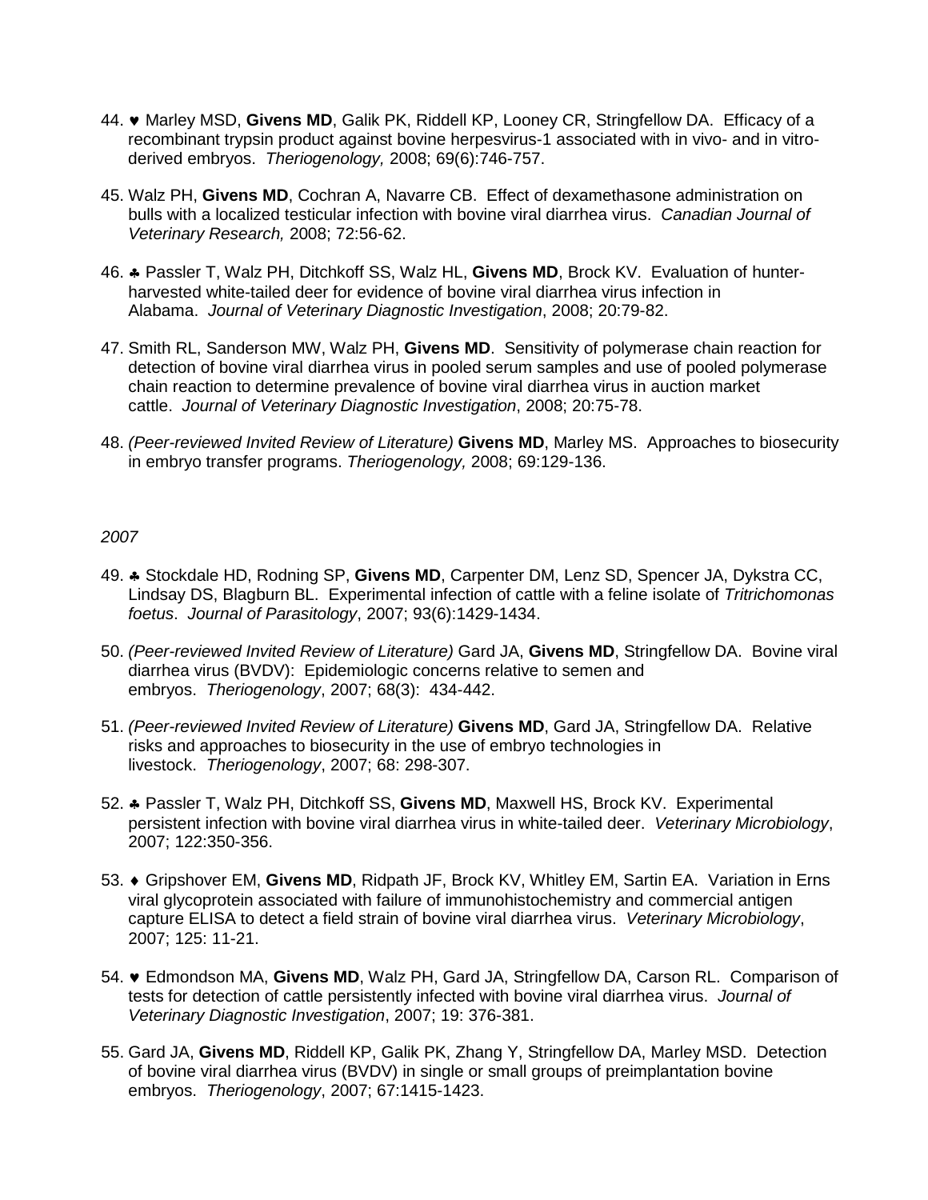44. ♥ Marley MSD, **Givens MD**, Galik PK, Riddell KP, Looney CR, Stringfellow DA. Efficacy of a recombinant trypsin product against bovine herpesvirus-1 associated with in vivo- and in vitro-derived embryos. *Theriogenology,* 2008; 69(6):746-757.

45. Walz PH, **Givens MD**, Cochran A, Navarre CB. Effect of dexamethasone administration on bulls with a localized testicular infection with bovine viral diarrhea virus. *Canadian Journal of Veterinary Research,* 2008; 72:56-62.

46. ♣ Passler T, Walz PH, Ditchkoff SS, Walz HL, **Givens MD**, Brock KV. Evaluation of hunter-harvested white-tailed deer for evidence of bovine viral diarrhea virus infection in Alabama. *Journal of Veterinary Diagnostic Investigation*, 2008; 20:79-82.

47. Smith RL, Sanderson MW, Walz PH, **Givens MD**. Sensitivity of polymerase chain reaction for detection of bovine viral diarrhea virus in pooled serum samples and use of pooled polymerase chain reaction to determine prevalence of bovine viral diarrhea virus in auction market cattle. *Journal of Veterinary Diagnostic Investigation*, 2008; 20:75-78.

48. *(Peer-reviewed Invited Review of Literature)* **Givens MD**, Marley MS. Approaches to biosecurity in embryo transfer programs. *Theriogenology,* 2008; 69:129-136.

*2007*

49. ♣ Stockdale HD, Rodning SP, **Givens MD**, Carpenter DM, Lenz SD, Spencer JA, Dykstra CC, Lindsay DS, Blagburn BL. Experimental infection of cattle with a feline isolate of *Tritrichomonas foetus*. *Journal of Parasitology*, 2007; 93(6):1429-1434.

50. *(Peer-reviewed Invited Review of Literature)* Gard JA, **Givens MD**, Stringfellow DA. Bovine viral diarrhea virus (BVDV): Epidemiologic concerns relative to semen and embryos. *Theriogenology*, 2007; 68(3): 434-442.

51. *(Peer-reviewed Invited Review of Literature)* **Givens MD**, Gard JA, Stringfellow DA. Relative risks and approaches to biosecurity in the use of embryo technologies in livestock. *Theriogenology*, 2007; 68: 298-307.

52. ♣ Passler T, Walz PH, Ditchkoff SS, **Givens MD**, Maxwell HS, Brock KV. Experimental persistent infection with bovine viral diarrhea virus in white-tailed deer. *Veterinary Microbiology*, 2007; 122:350-356.

53. ♦ Gripshover EM, **Givens MD**, Ridpath JF, Brock KV, Whitley EM, Sartin EA. Variation in Erns viral glycoprotein associated with failure of immunohistochemistry and commercial antigen capture ELISA to detect a field strain of bovine viral diarrhea virus. *Veterinary Microbiology*, 2007; 125: 11-21.

54. ♥ Edmondson MA, **Givens MD**, Walz PH, Gard JA, Stringfellow DA, Carson RL. Comparison of tests for detection of cattle persistently infected with bovine viral diarrhea virus. *Journal of Veterinary Diagnostic Investigation*, 2007; 19: 376-381.

55. Gard JA, **Givens MD**, Riddell KP, Galik PK, Zhang Y, Stringfellow DA, Marley MSD. Detection of bovine viral diarrhea virus (BVDV) in single or small groups of preimplantation bovine embryos. *Theriogenology*, 2007; 67:1415-1423.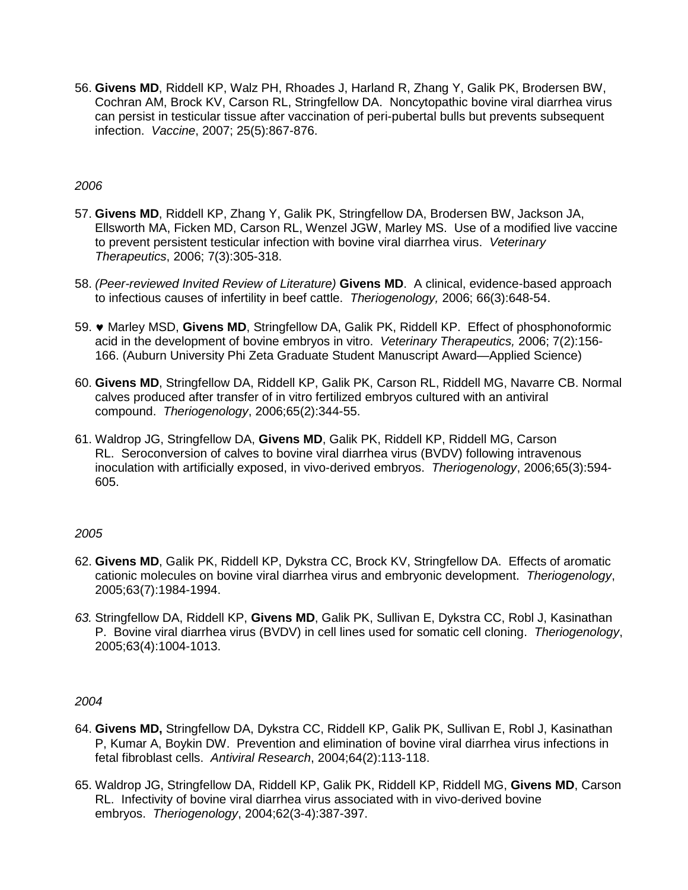56. **Givens MD**, Riddell KP, Walz PH, Rhoades J, Harland R, Zhang Y, Galik PK, Brodersen BW, Cochran AM, Brock KV, Carson RL, Stringfellow DA. Noncytopathic bovine viral diarrhea virus can persist in testicular tissue after vaccination of peri-pubertal bulls but prevents subsequent infection. *Vaccine*, 2007; 25(5):867-876.

*2006*

57. **Givens MD**, Riddell KP, Zhang Y, Galik PK, Stringfellow DA, Brodersen BW, Jackson JA, Ellsworth MA, Ficken MD, Carson RL, Wenzel JGW, Marley MS. Use of a modified live vaccine to prevent persistent testicular infection with bovine viral diarrhea virus. *Veterinary Therapeutics*, 2006; 7(3):305-318.

58. *(Peer-reviewed Invited Review of Literature)* **Givens MD**. A clinical, evidence-based approach to infectious causes of infertility in beef cattle. *Theriogenology,* 2006; 66(3):648-54.

59. ♥ Marley MSD, **Givens MD**, Stringfellow DA, Galik PK, Riddell KP. Effect of phosphonoformic acid in the development of bovine embryos in vitro. *Veterinary Therapeutics,* 2006; 7(2):156-166. (Auburn University Phi Zeta Graduate Student Manuscript Award—Applied Science)

60. **Givens MD**, Stringfellow DA, Riddell KP, Galik PK, Carson RL, Riddell MG, Navarre CB. Normal calves produced after transfer of in vitro fertilized embryos cultured with an antiviral compound. *Theriogenology*, 2006;65(2):344-55.

61. Waldrop JG, Stringfellow DA, **Givens MD**, Galik PK, Riddell KP, Riddell MG, Carson RL. Seroconversion of calves to bovine viral diarrhea virus (BVDV) following intravenous inoculation with artificially exposed, in vivo-derived embryos. *Theriogenology*, 2006;65(3):594-605.

*2005*

62. **Givens MD**, Galik PK, Riddell KP, Dykstra CC, Brock KV, Stringfellow DA. Effects of aromatic cationic molecules on bovine viral diarrhea virus and embryonic development. *Theriogenology*, 2005;63(7):1984-1994.

63. Stringfellow DA, Riddell KP, **Givens MD**, Galik PK, Sullivan E, Dykstra CC, Robl J, Kasinathan P. Bovine viral diarrhea virus (BVDV) in cell lines used for somatic cell cloning. *Theriogenology*, 2005;63(4):1004-1013.

*2004*

64. **Givens MD,** Stringfellow DA, Dykstra CC, Riddell KP, Galik PK, Sullivan E, Robl J, Kasinathan P, Kumar A, Boykin DW. Prevention and elimination of bovine viral diarrhea virus infections in fetal fibroblast cells. *Antiviral Research*, 2004;64(2):113-118.

65. Waldrop JG, Stringfellow DA, Riddell KP, Galik PK, Riddell KP, Riddell MG, **Givens MD**, Carson RL. Infectivity of bovine viral diarrhea virus associated with in vivo-derived bovine embryos. *Theriogenology*, 2004;62(3-4):387-397.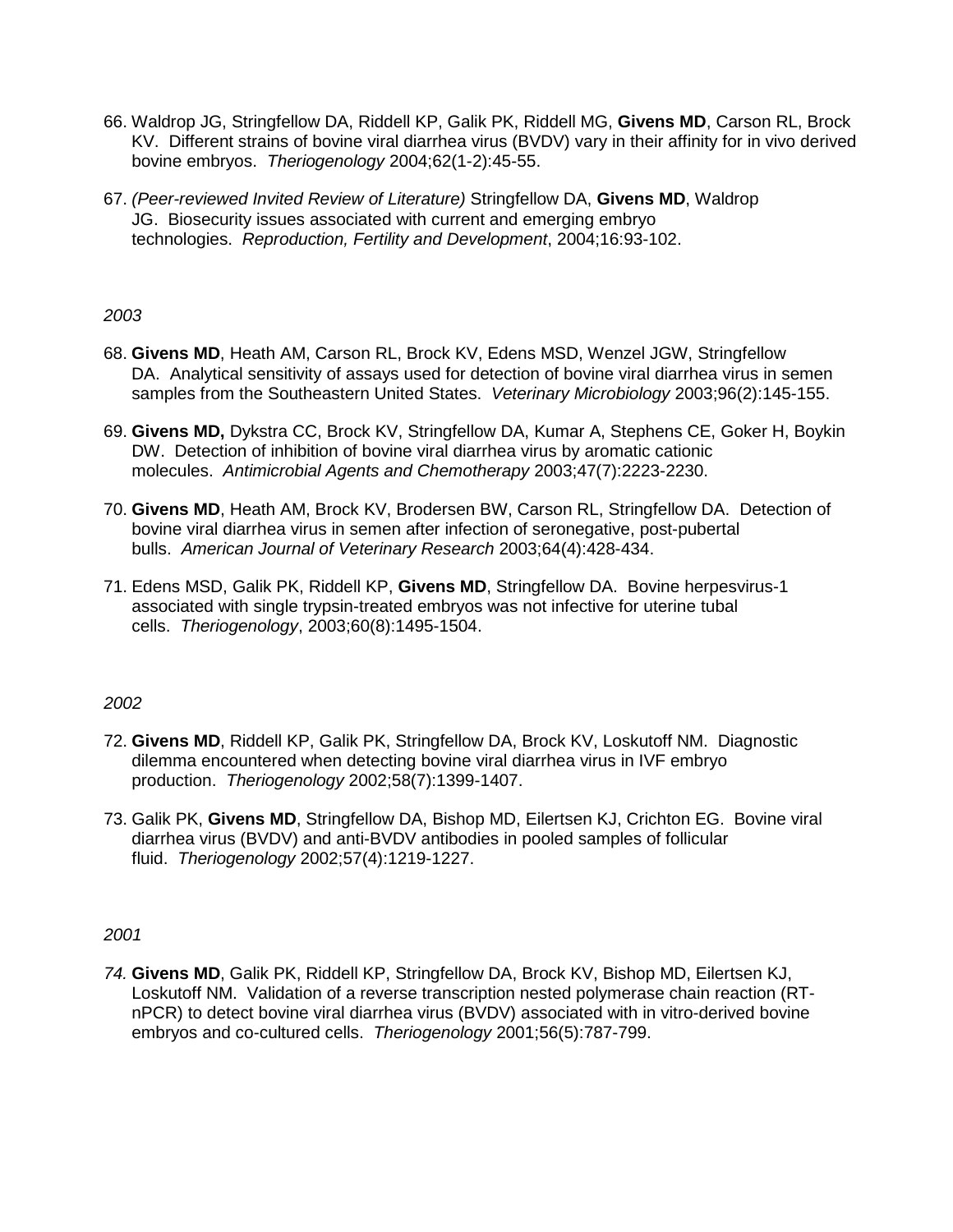66. Waldrop JG, Stringfellow DA, Riddell KP, Galik PK, Riddell MG, **Givens MD**, Carson RL, Brock KV. Different strains of bovine viral diarrhea virus (BVDV) vary in their affinity for in vivo derived bovine embryos. *Theriogenology* 2004;62(1-2):45-55.

67. *(Peer-reviewed Invited Review of Literature)* Stringfellow DA, **Givens MD**, Waldrop JG. Biosecurity issues associated with current and emerging embryo technologies. *Reproduction, Fertility and Development*, 2004;16:93-102.

*2003*

68. **Givens MD**, Heath AM, Carson RL, Brock KV, Edens MSD, Wenzel JGW, Stringfellow DA. Analytical sensitivity of assays used for detection of bovine viral diarrhea virus in semen samples from the Southeastern United States. *Veterinary Microbiology* 2003;96(2):145-155.

69. **Givens MD,** Dykstra CC, Brock KV, Stringfellow DA, Kumar A, Stephens CE, Goker H, Boykin DW. Detection of inhibition of bovine viral diarrhea virus by aromatic cationic molecules. *Antimicrobial Agents and Chemotherapy* 2003;47(7):2223-2230.

70. **Givens MD**, Heath AM, Brock KV, Brodersen BW, Carson RL, Stringfellow DA. Detection of bovine viral diarrhea virus in semen after infection of seronegative, post-pubertal bulls. *American Journal of Veterinary Research* 2003;64(4):428-434.

71. Edens MSD, Galik PK, Riddell KP, **Givens MD**, Stringfellow DA. Bovine herpesvirus-1 associated with single trypsin-treated embryos was not infective for uterine tubal cells. *Theriogenology*, 2003;60(8):1495-1504.

*2002*

72. **Givens MD**, Riddell KP, Galik PK, Stringfellow DA, Brock KV, Loskutoff NM. Diagnostic dilemma encountered when detecting bovine viral diarrhea virus in IVF embryo production. *Theriogenology* 2002;58(7):1399-1407.

73. Galik PK, **Givens MD**, Stringfellow DA, Bishop MD, Eilertsen KJ, Crichton EG. Bovine viral diarrhea virus (BVDV) and anti-BVDV antibodies in pooled samples of follicular fluid. *Theriogenology* 2002;57(4):1219-1227.

*2001*

74. **Givens MD**, Galik PK, Riddell KP, Stringfellow DA, Brock KV, Bishop MD, Eilertsen KJ, Loskutoff NM. Validation of a reverse transcription nested polymerase chain reaction (RT-nPCR) to detect bovine viral diarrhea virus (BVDV) associated with in vitro-derived bovine embryos and co-cultured cells. *Theriogenology* 2001;56(5):787-799.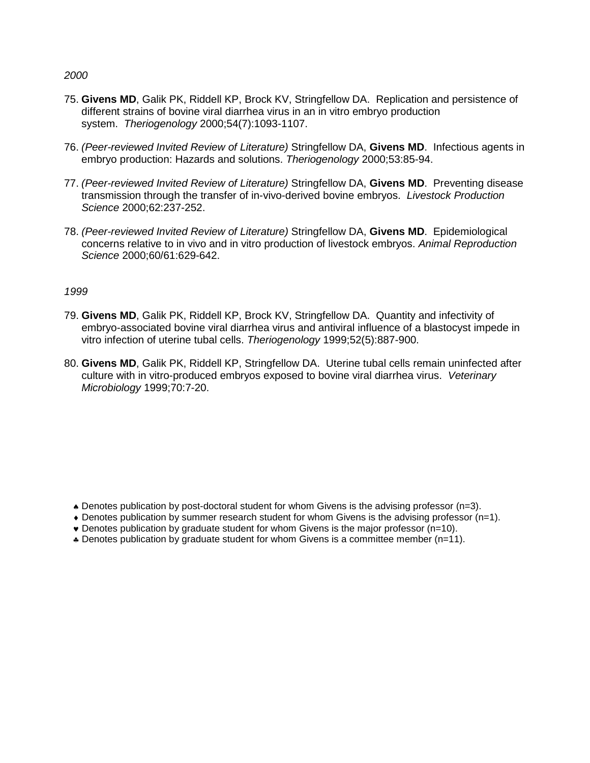*2000*

75. **Givens MD**, Galik PK, Riddell KP, Brock KV, Stringfellow DA. Replication and persistence of different strains of bovine viral diarrhea virus in an in vitro embryo production system. *Theriogenology* 2000;54(7):1093-1107.

76. *(Peer-reviewed Invited Review of Literature)* Stringfellow DA, **Givens MD**. Infectious agents in embryo production: Hazards and solutions. *Theriogenology* 2000;53:85-94.

77. *(Peer-reviewed Invited Review of Literature)* Stringfellow DA, **Givens MD**. Preventing disease transmission through the transfer of in-vivo-derived bovine embryos. *Livestock Production Science* 2000;62:237-252.

78. *(Peer-reviewed Invited Review of Literature)* Stringfellow DA, **Givens MD**. Epidemiological concerns relative to in vivo and in vitro production of livestock embryos. *Animal Reproduction Science* 2000;60/61:629-642.

*1999*

79. **Givens MD**, Galik PK, Riddell KP, Brock KV, Stringfellow DA. Quantity and infectivity of embryo-associated bovine viral diarrhea virus and antiviral influence of a blastocyst impede in vitro infection of uterine tubal cells. *Theriogenology* 1999;52(5):887-900.

80. **Givens MD**, Galik PK, Riddell KP, Stringfellow DA. Uterine tubal cells remain uninfected after culture with in vitro-produced embryos exposed to bovine viral diarrhea virus. *Veterinary Microbiology* 1999;70:7-20.

♠ Denotes publication by post-doctoral student for whom Givens is the advising professor (n=3).
♦ Denotes publication by summer research student for whom Givens is the advising professor (n=1).
♥ Denotes publication by graduate student for whom Givens is the major professor (n=10).
♣ Denotes publication by graduate student for whom Givens is a committee member (n=11).